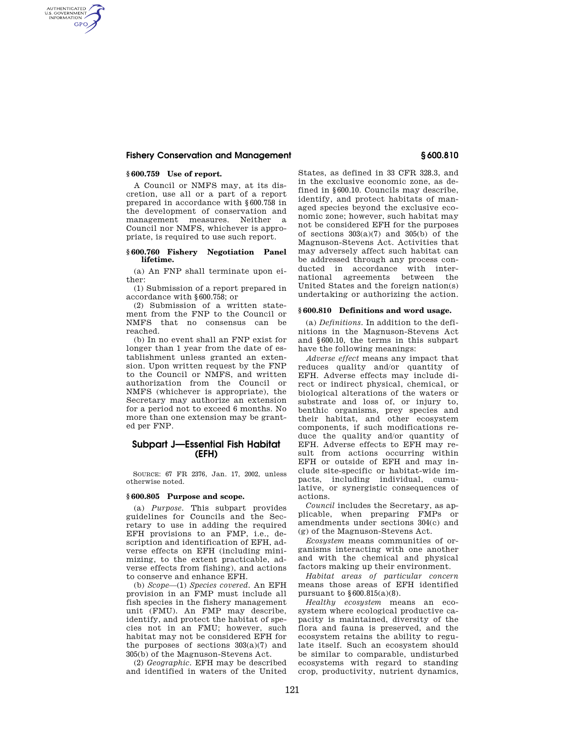### § 600.759 Use of report.

A Council or NMFS may, at its discretion, use all or a part of a report prepared in accordance with § 600.758 in the development of conservation and management measures. Neither a Council nor NMFS, whichever is appropriate, is required to use such report.

### § 600.760 Fishery Negotiation Panel lifetime.

(a) An FNP shall terminate upon either:

(1) Submission of a report prepared in accordance with § 600.758; or

(2) Submission of a written statement from the FNP to the Council or NMFS that no consensus can be reached.

(b) In no event shall an FNP exist for longer than 1 year from the date of establishment unless granted an extension. Upon written request by the FNP to the Council or NMFS, and written authorization from the Council or NMFS (whichever is appropriate), the Secretary may authorize an extension for a period not to exceed 6 months. No more than one extension may be granted per FNP.

## Subpart J—Essential Fish Habitat (EFH)

SOURCE: 67 FR 2376, Jan. 17, 2002, unless otherwise noted.

### § 600.805 Purpose and scope.

(a) *Purpose.* This subpart provides guidelines for Councils and the Secretary to use in adding the required EFH provisions to an FMP, i.e., description and identification of EFH, adverse effects on EFH (including minimizing, to the extent practicable, adverse effects from fishing), and actions to conserve and enhance EFH.

(b) *Scope*—(1) *Species covered.* An EFH provision in an FMP must include all fish species in the fishery management unit (FMU). An FMP may describe, identify, and protect the habitat of species not in an FMU; however, such habitat may not be considered EFH for the purposes of sections 303(a)(7) and 305(b) of the Magnuson-Stevens Act.

(2) *Geographic.* EFH may be described and identified in waters of the United States, as defined in 33 CFR 328.3, and in the exclusive economic zone, as defined in § 600.10. Councils may describe, identify, and protect habitats of managed species beyond the exclusive economic zone; however, such habitat may not be considered EFH for the purposes of sections 303(a)(7) and 305(b) of the Magnuson-Stevens Act. Activities that may adversely affect such habitat can be addressed through any process conducted in accordance with international agreements between the United States and the foreign nation(s) undertaking or authorizing the action.

### § 600.810 Definitions and word usage.

(a) *Definitions.* In addition to the definitions in the Magnuson-Stevens Act and § 600.10, the terms in this subpart have the following meanings:

*Adverse effect* means any impact that reduces quality and/or quantity of EFH. Adverse effects may include direct or indirect physical, chemical, or biological alterations of the waters or substrate and loss of, or injury to, benthic organisms, prey species and their habitat, and other ecosystem components, if such modifications reduce the quality and/or quantity of EFH. Adverse effects to EFH may result from actions occurring within EFH or outside of EFH and may include site-specific or habitat-wide impacts, including individual, cumulative, or synergistic consequences of actions.

*Council* includes the Secretary, as applicable, when preparing FMPs or amendments under sections 304(c) and (g) of the Magnuson-Stevens Act.

*Ecosystem* means communities of organisms interacting with one another and with the chemical and physical factors making up their environment.

*Habitat areas of particular concern* means those areas of EFH identified pursuant to § 600.815(a)(8).

*Healthy ecosystem* means an ecosystem where ecological productive capacity is maintained, diversity of the flora and fauna is preserved, and the ecosystem retains the ability to regulate itself. Such an ecosystem should be similar to comparable, undisturbed ecosystems with regard to standing crop, productivity, nutrient dynamics,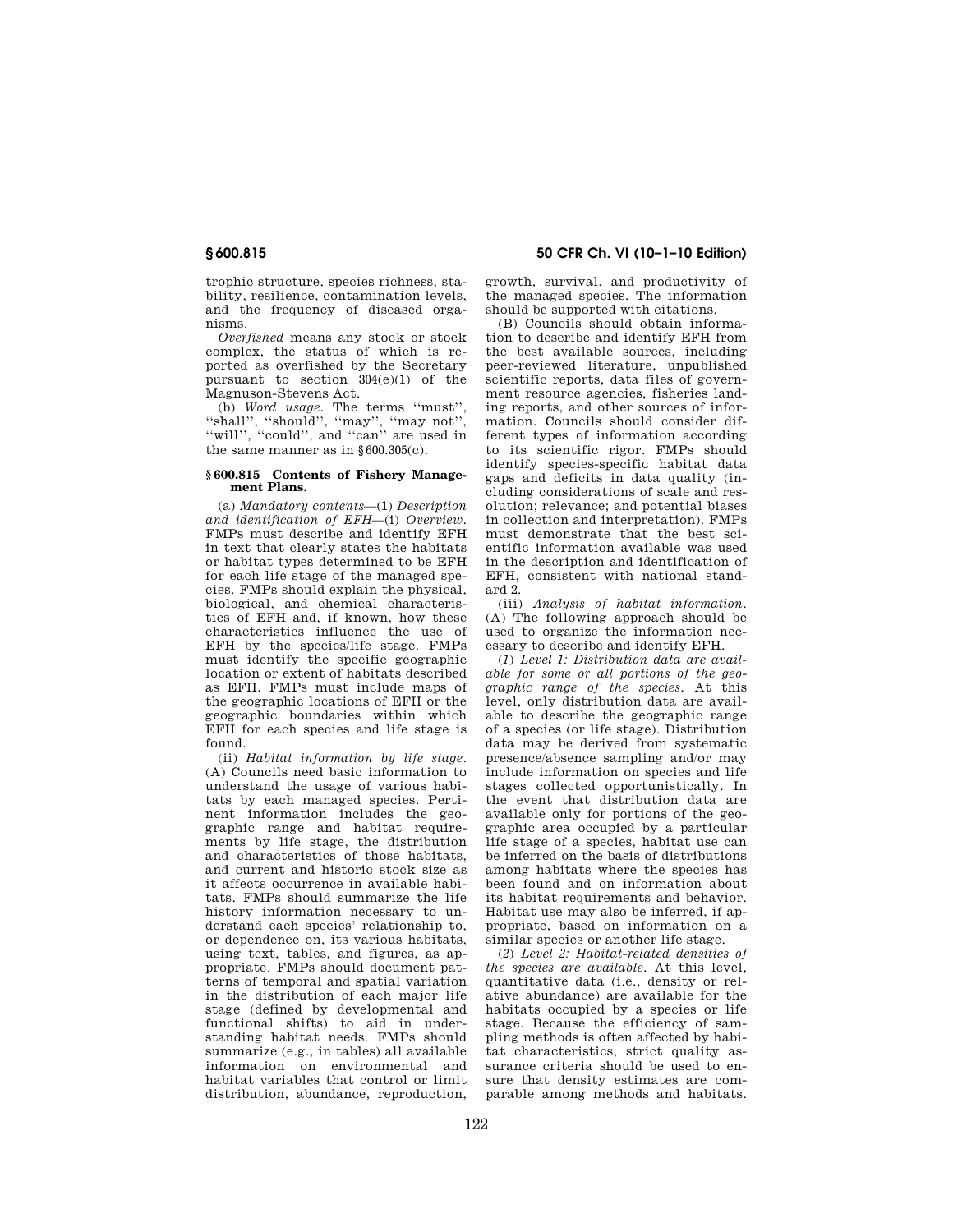trophic structure, species richness, stability, resilience, contamination levels, and the frequency of diseased organisms.

*Overfished* means any stock or stock complex, the status of which is reported as overfished by the Secretary pursuant to section 304(e)(1) of the Magnuson-Stevens Act.

(b) *Word usage.* The terms ''must'', ''shall'', ''should'', ''may'', ''may not'', ''will'', ''could'', and ''can'' are used in the same manner as in §600.305(c).

#### §600.815 Contents of Fishery Management Plans.

(a) *Mandatory contents*—(1) *Description and identification of EFH*—(i) *Overview.* FMPs must describe and identify EFH in text that clearly states the habitats or habitat types determined to be EFH for each life stage of the managed species. FMPs should explain the physical, biological, and chemical characteristics of EFH and, if known, how these characteristics influence the use of EFH by the species/life stage. FMPs must identify the specific geographic location or extent of habitats described as EFH. FMPs must include maps of the geographic locations of EFH or the geographic boundaries within which EFH for each species and life stage is found.

(ii) *Habitat information by life stage.* (A) Councils need basic information to understand the usage of various habitats by each managed species. Pertinent information includes the geographic range and habitat requirements by life stage, the distribution and characteristics of those habitats, and current and historic stock size as it affects occurrence in available habitats. FMPs should summarize the life history information necessary to understand each species' relationship to, or dependence on, its various habitats, using text, tables, and figures, as appropriate. FMPs should document patterns of temporal and spatial variation in the distribution of each major life stage (defined by developmental and functional shifts) to aid in understanding habitat needs. FMPs should summarize (e.g., in tables) all available information on environmental and habitat variables that control or limit distribution, abundance, reproduction, growth, survival, and productivity of the managed species. The information should be supported with citations.

(B) Councils should obtain information to describe and identify EFH from the best available sources, including peer-reviewed literature, unpublished scientific reports, data files of government resource agencies, fisheries landing reports, and other sources of information. Councils should consider different types of information according to its scientific rigor. FMPs should identify species-specific habitat data gaps and deficits in data quality (including considerations of scale and resolution; relevance; and potential biases in collection and interpretation). FMPs must demonstrate that the best scientific information available was used in the description and identification of EFH, consistent with national standard 2.

(iii) *Analysis of habitat information.* (A) The following approach should be used to organize the information necessary to describe and identify EFH.

(*1*) *Level 1: Distribution data are available for some or all portions of the geographic range of the species.* At this level, only distribution data are available to describe the geographic range of a species (or life stage). Distribution data may be derived from systematic presence/absence sampling and/or may include information on species and life stages collected opportunistically. In the event that distribution data are available only for portions of the geographic area occupied by a particular life stage of a species, habitat use can be inferred on the basis of distributions among habitats where the species has been found and on information about its habitat requirements and behavior. Habitat use may also be inferred, if appropriate, based on information on a similar species or another life stage.

(*2*) *Level 2: Habitat-related densities of the species are available.* At this level, quantitative data (i.e., density or relative abundance) are available for the habitats occupied by a species or life stage. Because the efficiency of sampling methods is often affected by habitat characteristics, strict quality assurance criteria should be used to ensure that density estimates are comparable among methods and habitats.